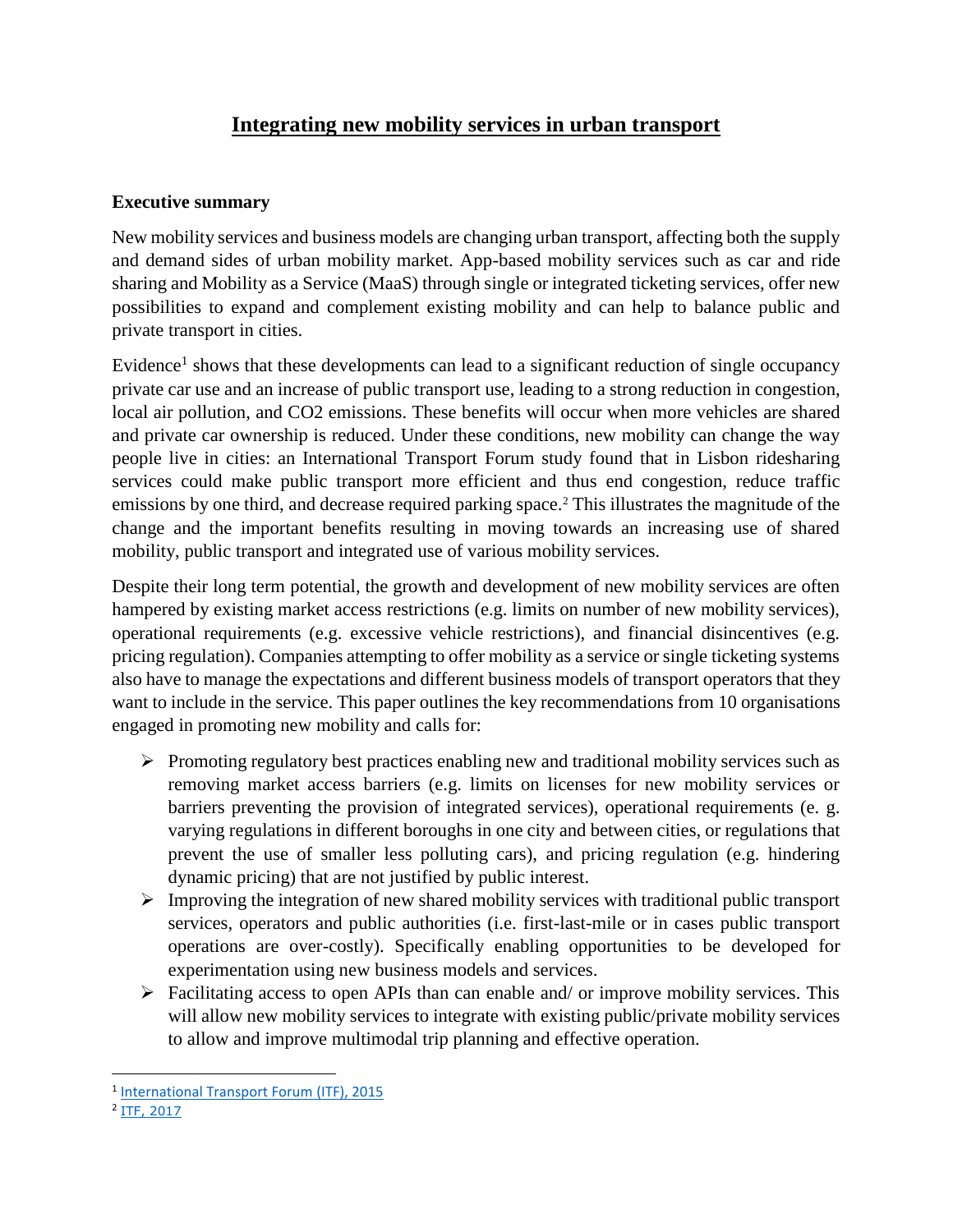# Integrating new mobility services in urban transport

## Executive summary

New mobility services and business models are changing urban transport, affecting both the supply and demand sides of urban mobility market. App-based mobility services such as car and ride sharing and Mobility as a Service (MaaS) through single or integrated ticketing services, offer new possibilities to expand and complement existing mobility and can help to balance public and private transport in cities.

Evidence[1] shows that these developments can lead to a significant reduction of single occupancy private car use and an increase of public transport use, leading to a strong reduction in congestion, local air pollution, and CO2 emissions. These benefits will occur when more vehicles are shared and private car ownership is reduced. Under these conditions, new mobility can change the way people live in cities: an International Transport Forum study found that in Lisbon ridesharing services could make public transport more efficient and thus end congestion, reduce traffic emissions by one third, and decrease required parking space.[2] This illustrates the magnitude of the change and the important benefits resulting in moving towards an increasing use of shared mobility, public transport and integrated use of various mobility services.

Despite their long term potential, the growth and development of new mobility services are often hampered by existing market access restrictions (e.g. limits on number of new mobility services), operational requirements (e.g. excessive vehicle restrictions), and financial disincentives (e.g. pricing regulation). Companies attempting to offer mobility as a service or single ticketing systems also have to manage the expectations and different business models of transport operators that they want to include in the service. This paper outlines the key recommendations from 10 organisations engaged in promoting new mobility and calls for:

- Promoting regulatory best practices enabling new and traditional mobility services such as removing market access barriers (e.g. limits on licenses for new mobility services or barriers preventing the provision of integrated services), operational requirements (e. g. varying regulations in different boroughs in one city and between cities, or regulations that prevent the use of smaller less polluting cars), and pricing regulation (e.g. hindering dynamic pricing) that are not justified by public interest.
- Improving the integration of new shared mobility services with traditional public transport services, operators and public authorities (i.e. first-last-mile or in cases public transport operations are over-costly). Specifically enabling opportunities to be developed for experimentation using new business models and services.
- Facilitating access to open APIs than can enable and/ or improve mobility services. This will allow new mobility services to integrate with existing public/private mobility services to allow and improve multimodal trip planning and effective operation.

---

[1] International Transport Forum (ITF), 2015

[2] ITF, 2017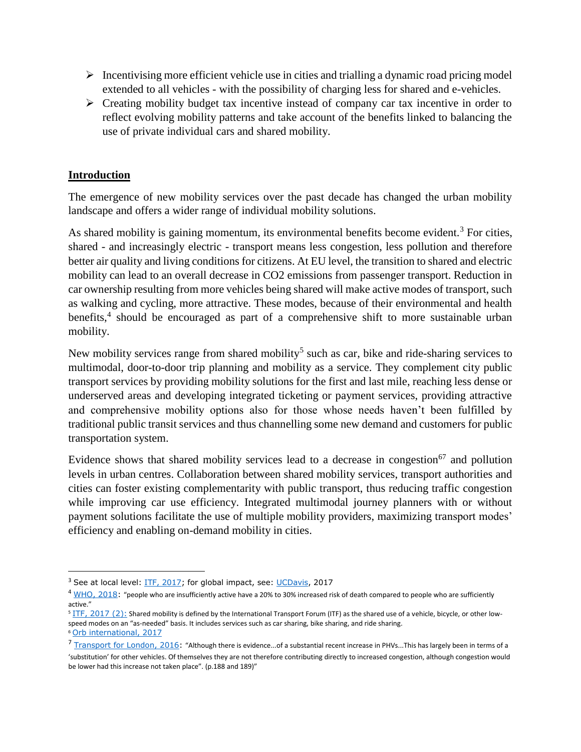- Incentivising more efficient vehicle use in cities and trialling a dynamic road pricing model extended to all vehicles - with the possibility of charging less for shared and e-vehicles.
- Creating mobility budget tax incentive instead of company car tax incentive in order to reflect evolving mobility patterns and take account of the benefits linked to balancing the use of private individual cars and shared mobility.

## Introduction

The emergence of new mobility services over the past decade has changed the urban mobility landscape and offers a wider range of individual mobility solutions.

As shared mobility is gaining momentum, its environmental benefits become evident.[3] For cities, shared - and increasingly electric - transport means less congestion, less pollution and therefore better air quality and living conditions for citizens. At EU level, the transition to shared and electric mobility can lead to an overall decrease in $CO_2$ emissions from passenger transport. Reduction in car ownership resulting from more vehicles being shared will make active modes of transport, such as walking and cycling, more attractive. These modes, because of their environmental and health benefits,[4] should be encouraged as part of a comprehensive shift to more sustainable urban mobility.

New mobility services range from shared mobility[5] such as car, bike and ride-sharing services to multimodal, door-to-door trip planning and mobility as a service. They complement city public transport services by providing mobility solutions for the first and last mile, reaching less dense or underserved areas and developing integrated ticketing or payment services, providing attractive and comprehensive mobility options also for those whose needs haven't been fulfilled by traditional public transit services and thus channelling some new demand and customers for public transportation system.

Evidence shows that shared mobility services lead to a decrease in congestion[6][7] and pollution levels in urban centres. Collaboration between shared mobility services, transport authorities and cities can foster existing complementarity with public transport, thus reducing traffic congestion while improving car use efficiency. Integrated multimodal journey planners with or without payment solutions facilitate the use of multiple mobility providers, maximizing transport modes' efficiency and enabling on-demand mobility in cities.

---

[3] See at local level: ITF, 2017; for global impact, see: UCDavis, 2017

[4] WHO, 2018: "people who are insufficiently active have a 20% to 30% increased risk of death compared to people who are sufficiently active."

[5] ITF, 2017 (2): Shared mobility is defined by the International Transport Forum (ITF) as the shared use of a vehicle, bicycle, or other low-speed modes on an "as-needed" basis. It includes services such as car sharing, bike sharing, and ride sharing.

[6] Orb international, 2017

[7] Transport for London, 2016: "Although there is evidence…of a substantial recent increase in PHVs…This has largely been in terms of a 'substitution' for other vehicles. Of themselves they are not therefore contributing directly to increased congestion, although congestion would be lower had this increase not taken place". (p.188 and 189)"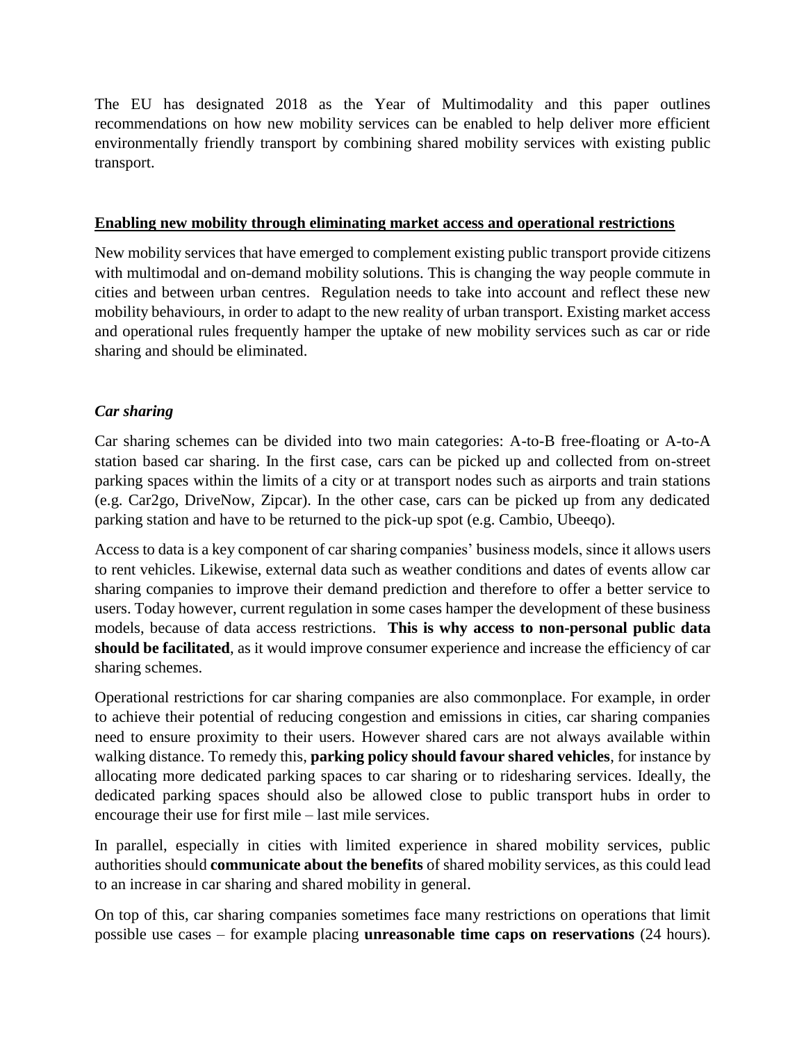The EU has designated 2018 as the Year of Multimodality and this paper outlines recommendations on how new mobility services can be enabled to help deliver more efficient environmentally friendly transport by combining shared mobility services with existing public transport.

## Enabling new mobility through eliminating market access and operational restrictions

New mobility services that have emerged to complement existing public transport provide citizens with multimodal and on-demand mobility solutions. This is changing the way people commute in cities and between urban centres. Regulation needs to take into account and reflect these new mobility behaviours, in order to adapt to the new reality of urban transport. Existing market access and operational rules frequently hamper the uptake of new mobility services such as car or ride sharing and should be eliminated.

### *Car sharing*

Car sharing schemes can be divided into two main categories: A-to-B free-floating or A-to-A station based car sharing. In the first case, cars can be picked up and collected from on-street parking spaces within the limits of a city or at transport nodes such as airports and train stations (e.g. Car2go, DriveNow, Zipcar). In the other case, cars can be picked up from any dedicated parking station and have to be returned to the pick-up spot (e.g. Cambio, Ubeeqo).

Access to data is a key component of car sharing companies' business models, since it allows users to rent vehicles. Likewise, external data such as weather conditions and dates of events allow car sharing companies to improve their demand prediction and therefore to offer a better service to users. Today however, current regulation in some cases hamper the development of these business models, because of data access restrictions. **This is why access to non-personal public data should be facilitated**, as it would improve consumer experience and increase the efficiency of car sharing schemes.

Operational restrictions for car sharing companies are also commonplace. For example, in order to achieve their potential of reducing congestion and emissions in cities, car sharing companies need to ensure proximity to their users. However shared cars are not always available within walking distance. To remedy this, **parking policy should favour shared vehicles**, for instance by allocating more dedicated parking spaces to car sharing or to ridesharing services. Ideally, the dedicated parking spaces should also be allowed close to public transport hubs in order to encourage their use for first mile – last mile services.

In parallel, especially in cities with limited experience in shared mobility services, public authorities should **communicate about the benefits** of shared mobility services, as this could lead to an increase in car sharing and shared mobility in general.

On top of this, car sharing companies sometimes face many restrictions on operations that limit possible use cases – for example placing **unreasonable time caps on reservations** (24 hours).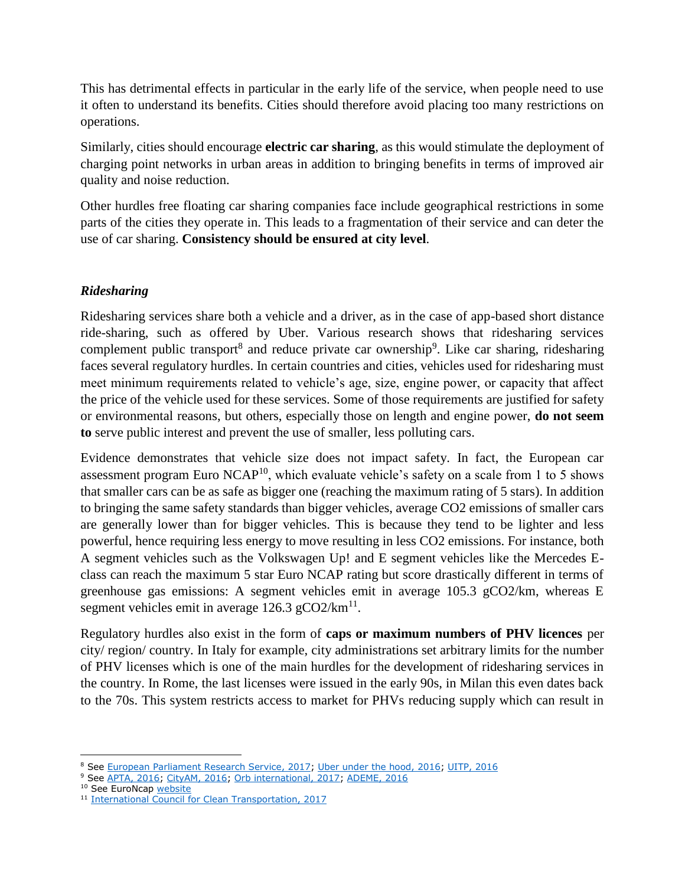This has detrimental effects in particular in the early life of the service, when people need to use it often to understand its benefits. Cities should therefore avoid placing too many restrictions on operations.

Similarly, cities should encourage **electric car sharing**, as this would stimulate the deployment of charging point networks in urban areas in addition to bringing benefits in terms of improved air quality and noise reduction.

Other hurdles free floating car sharing companies face include geographical restrictions in some parts of the cities they operate in. This leads to a fragmentation of their service and can deter the use of car sharing. **Consistency should be ensured at city level**.

### *Ridesharing*

Ridesharing services share both a vehicle and a driver, as in the case of app-based short distance ride-sharing, such as offered by Uber. Various research shows that ridesharing services complement public transport[8] and reduce private car ownership[9]. Like car sharing, ridesharing faces several regulatory hurdles. In certain countries and cities, vehicles used for ridesharing must meet minimum requirements related to vehicle's age, size, engine power, or capacity that affect the price of the vehicle used for these services. Some of those requirements are justified for safety or environmental reasons, but others, especially those on length and engine power, **do not seem to** serve public interest and prevent the use of smaller, less polluting cars.

Evidence demonstrates that vehicle size does not impact safety. In fact, the European car assessment program Euro NCAP[10], which evaluate vehicle's safety on a scale from 1 to 5 shows that smaller cars can be as safe as bigger one (reaching the maximum rating of 5 stars). In addition to bringing the same safety standards than bigger vehicles, average $CO_2$ emissions of smaller cars are generally lower than for bigger vehicles. This is because they tend to be lighter and less powerful, hence requiring less energy to move resulting in less $CO_2$ emissions. For instance, both A segment vehicles such as the Volkswagen Up! and E segment vehicles like the Mercedes E-class can reach the maximum 5 star Euro NCAP rating but score drastically different in terms of greenhouse gas emissions: A segment vehicles emit in average 105.3 $gCO_2/km$, whereas E segment vehicles emit in average 126.3 $gCO_2/km$[11].

Regulatory hurdles also exist in the form of **caps or maximum numbers of PHV licences** per city/ region/ country. In Italy for example, city administrations set arbitrary limits for the number of PHV licenses which is one of the main hurdles for the development of ridesharing services in the country. In Rome, the last licenses were issued in the early 90s, in Milan this even dates back to the 70s. This system restricts access to market for PHVs reducing supply which can result in

---

[8] See European Parliament Research Service, 2017; Uber under the hood, 2016; UITP, 2016

[9] See APTA, 2016; CityAM, 2016; Orb international, 2017; ADEME, 2016

[10] See EuroNcap website

[11] International Council for Clean Transportation, 2017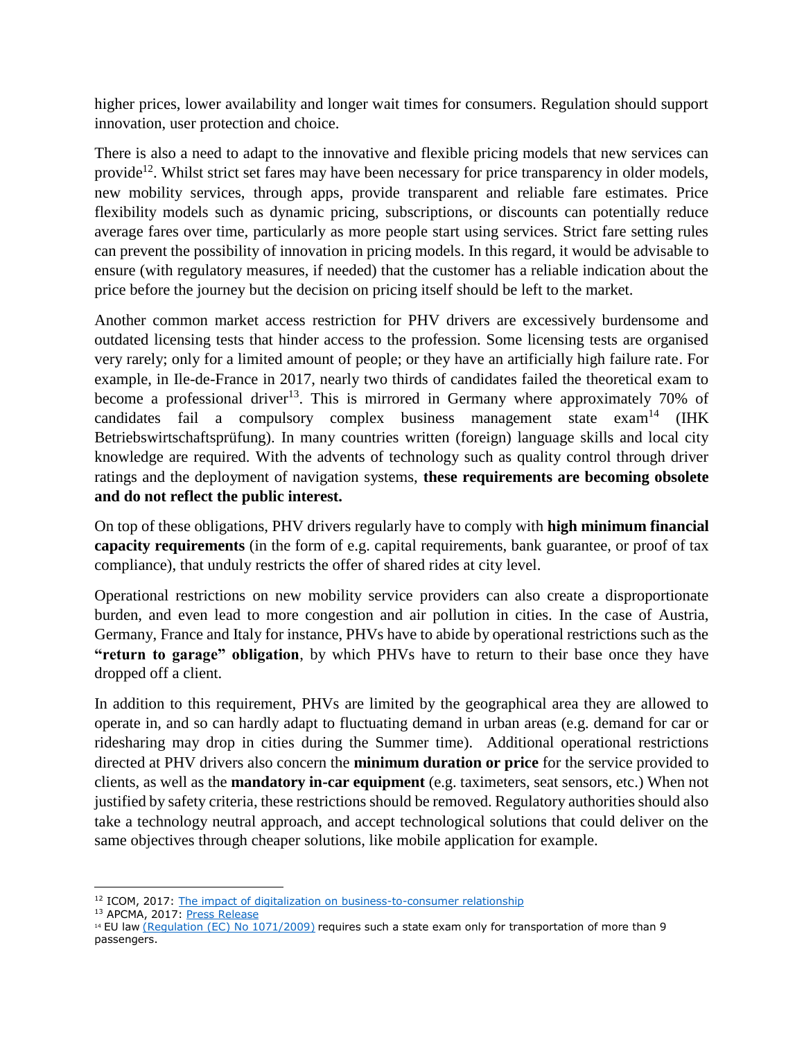higher prices, lower availability and longer wait times for consumers. Regulation should support innovation, user protection and choice.

There is also a need to adapt to the innovative and flexible pricing models that new services can provide[12]. Whilst strict set fares may have been necessary for price transparency in older models, new mobility services, through apps, provide transparent and reliable fare estimates. Price flexibility models such as dynamic pricing, subscriptions, or discounts can potentially reduce average fares over time, particularly as more people start using services. Strict fare setting rules can prevent the possibility of innovation in pricing models. In this regard, it would be advisable to ensure (with regulatory measures, if needed) that the customer has a reliable indication about the price before the journey but the decision on pricing itself should be left to the market.

Another common market access restriction for PHV drivers are excessively burdensome and outdated licensing tests that hinder access to the profession. Some licensing tests are organised very rarely; only for a limited amount of people; or they have an artificially high failure rate. For example, in Ile-de-France in 2017, nearly two thirds of candidates failed the theoretical exam to become a professional driver[13]. This is mirrored in Germany where approximately 70% of candidates fail a compulsory complex business management state exam[14] (IHK Betriebswirtschaftsprüfung). In many countries written (foreign) language skills and local city knowledge are required. With the advents of technology such as quality control through driver ratings and the deployment of navigation systems, **these requirements are becoming obsolete and do not reflect the public interest.**

On top of these obligations, PHV drivers regularly have to comply with **high minimum financial capacity requirements** (in the form of e.g. capital requirements, bank guarantee, or proof of tax compliance), that unduly restricts the offer of shared rides at city level.

Operational restrictions on new mobility service providers can also create a disproportionate burden, and even lead to more congestion and air pollution in cities. In the case of Austria, Germany, France and Italy for instance, PHVs have to abide by operational restrictions such as the **"return to garage" obligation**, by which PHVs have to return to their base once they have dropped off a client.

In addition to this requirement, PHVs are limited by the geographical area they are allowed to operate in, and so can hardly adapt to fluctuating demand in urban areas (e.g. demand for car or ridesharing may drop in cities during the Summer time). Additional operational restrictions directed at PHV drivers also concern the **minimum duration or price** for the service provided to clients, as well as the **mandatory in-car equipment** (e.g. taximeters, seat sensors, etc.) When not justified by safety criteria, these restrictions should be removed. Regulatory authorities should also take a technology neutral approach, and accept technological solutions that could deliver on the same objectives through cheaper solutions, like mobile application for example.

---

[12] ICOM, 2017: The impact of digitalization on business-to-consumer relationship

[13] APCMA, 2017: Press Release

[14] EU law (Regulation (EC) No 1071/2009) requires such a state exam only for transportation of more than 9 passengers.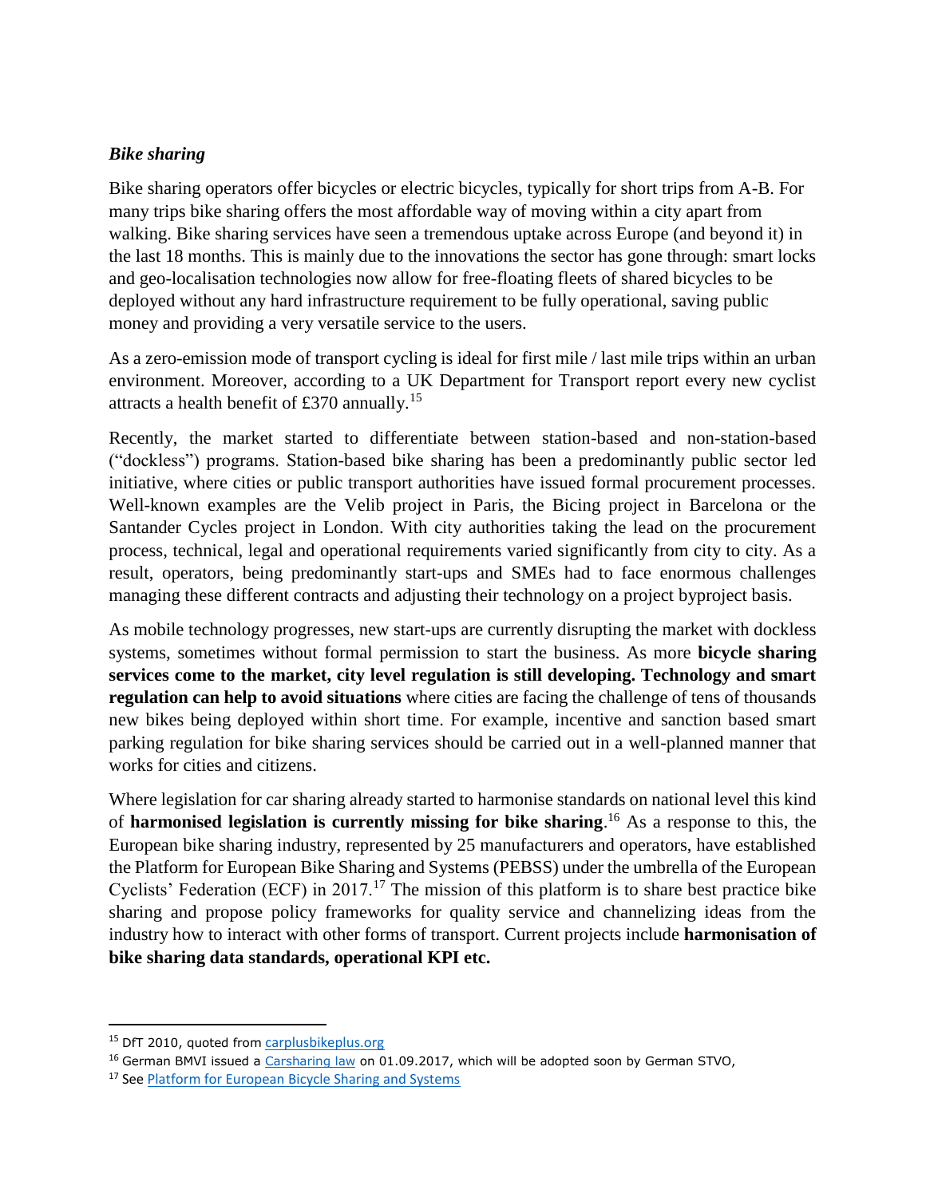### *Bike sharing*

Bike sharing operators offer bicycles or electric bicycles, typically for short trips from A-B. For many trips bike sharing offers the most affordable way of moving within a city apart from walking. Bike sharing services have seen a tremendous uptake across Europe (and beyond it) in the last 18 months. This is mainly due to the innovations the sector has gone through: smart locks and geo-localisation technologies now allow for free-floating fleets of shared bicycles to be deployed without any hard infrastructure requirement to be fully operational, saving public money and providing a very versatile service to the users.

As a zero-emission mode of transport cycling is ideal for first mile / last mile trips within an urban environment. Moreover, according to a UK Department for Transport report every new cyclist attracts a health benefit of £370 annually.[15]

Recently, the market started to differentiate between station-based and non-station-based ("dockless") programs. Station-based bike sharing has been a predominantly public sector led initiative, where cities or public transport authorities have issued formal procurement processes. Well-known examples are the Velib project in Paris, the Bicing project in Barcelona or the Santander Cycles project in London. With city authorities taking the lead on the procurement process, technical, legal and operational requirements varied significantly from city to city. As a result, operators, being predominantly start-ups and SMEs had to face enormous challenges managing these different contracts and adjusting their technology on a project byproject basis.

As mobile technology progresses, new start-ups are currently disrupting the market with dockless systems, sometimes without formal permission to start the business. As more **bicycle sharing services come to the market, city level regulation is still developing. Technology and smart regulation can help to avoid situations** where cities are facing the challenge of tens of thousands new bikes being deployed within short time. For example, incentive and sanction based smart parking regulation for bike sharing services should be carried out in a well-planned manner that works for cities and citizens.

Where legislation for car sharing already started to harmonise standards on national level this kind of **harmonised legislation is currently missing for bike sharing**.[16] As a response to this, the European bike sharing industry, represented by 25 manufacturers and operators, have established the Platform for European Bike Sharing and Systems (PEBSS) under the umbrella of the European Cyclists' Federation (ECF) in 2017.[17] The mission of this platform is to share best practice bike sharing and propose policy frameworks for quality service and channelizing ideas from the industry how to interact with other forms of transport. Current projects include **harmonisation of bike sharing data standards, operational KPI etc.**

---

[15] DfT 2010, quoted from carplusbikeplus.org

[16] German BMVI issued a Carsharing law on 01.09.2017, which will be adopted soon by German STVO,

[17] See Platform for European Bicycle Sharing and Systems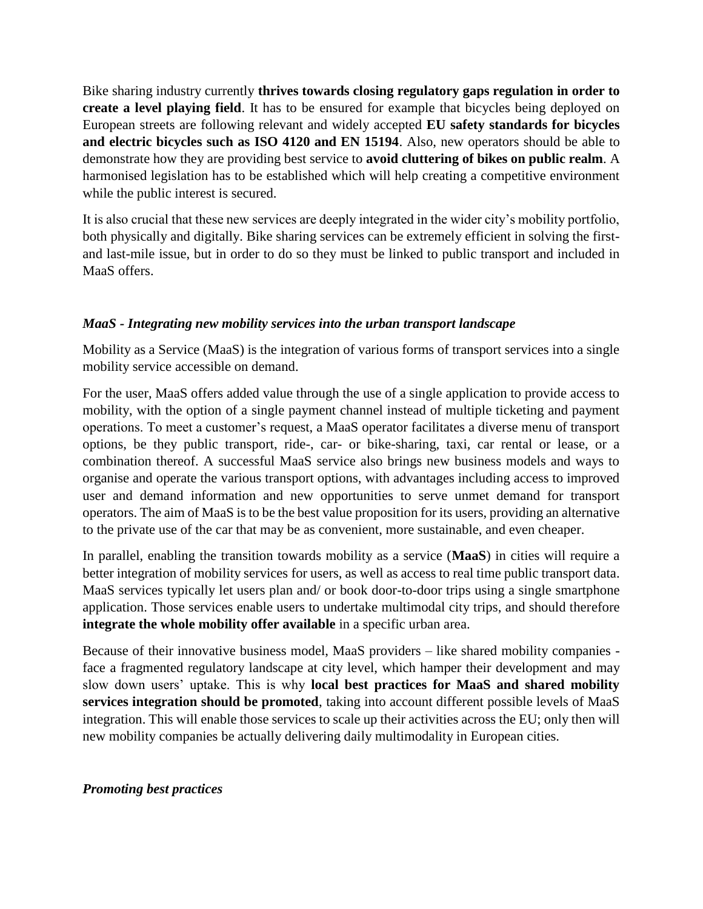Bike sharing industry currently **thrives towards closing regulatory gaps regulation in order to create a level playing field**. It has to be ensured for example that bicycles being deployed on European streets are following relevant and widely accepted **EU safety standards for bicycles and electric bicycles such as ISO 4120 and EN 15194**. Also, new operators should be able to demonstrate how they are providing best service to **avoid cluttering of bikes on public realm**. A harmonised legislation has to be established which will help creating a competitive environment while the public interest is secured.

It is also crucial that these new services are deeply integrated in the wider city's mobility portfolio, both physically and digitally. Bike sharing services can be extremely efficient in solving the first- and last-mile issue, but in order to do so they must be linked to public transport and included in MaaS offers.

### *MaaS - Integrating new mobility services into the urban transport landscape*

Mobility as a Service (MaaS) is the integration of various forms of transport services into a single mobility service accessible on demand.

For the user, MaaS offers added value through the use of a single application to provide access to mobility, with the option of a single payment channel instead of multiple ticketing and payment operations. To meet a customer's request, a MaaS operator facilitates a diverse menu of transport options, be they public transport, ride-, car- or bike-sharing, taxi, car rental or lease, or a combination thereof. A successful MaaS service also brings new business models and ways to organise and operate the various transport options, with advantages including access to improved user and demand information and new opportunities to serve unmet demand for transport operators. The aim of MaaS is to be the best value proposition for its users, providing an alternative to the private use of the car that may be as convenient, more sustainable, and even cheaper.

In parallel, enabling the transition towards mobility as a service (**MaaS**) in cities will require a better integration of mobility services for users, as well as access to real time public transport data. MaaS services typically let users plan and/ or book door-to-door trips using a single smartphone application. Those services enable users to undertake multimodal city trips, and should therefore **integrate the whole mobility offer available** in a specific urban area.

Because of their innovative business model, MaaS providers – like shared mobility companies - face a fragmented regulatory landscape at city level, which hamper their development and may slow down users' uptake. This is why **local best practices for MaaS and shared mobility services integration should be promoted**, taking into account different possible levels of MaaS integration. This will enable those services to scale up their activities across the EU; only then will new mobility companies be actually delivering daily multimodality in European cities.

### *Promoting best practices*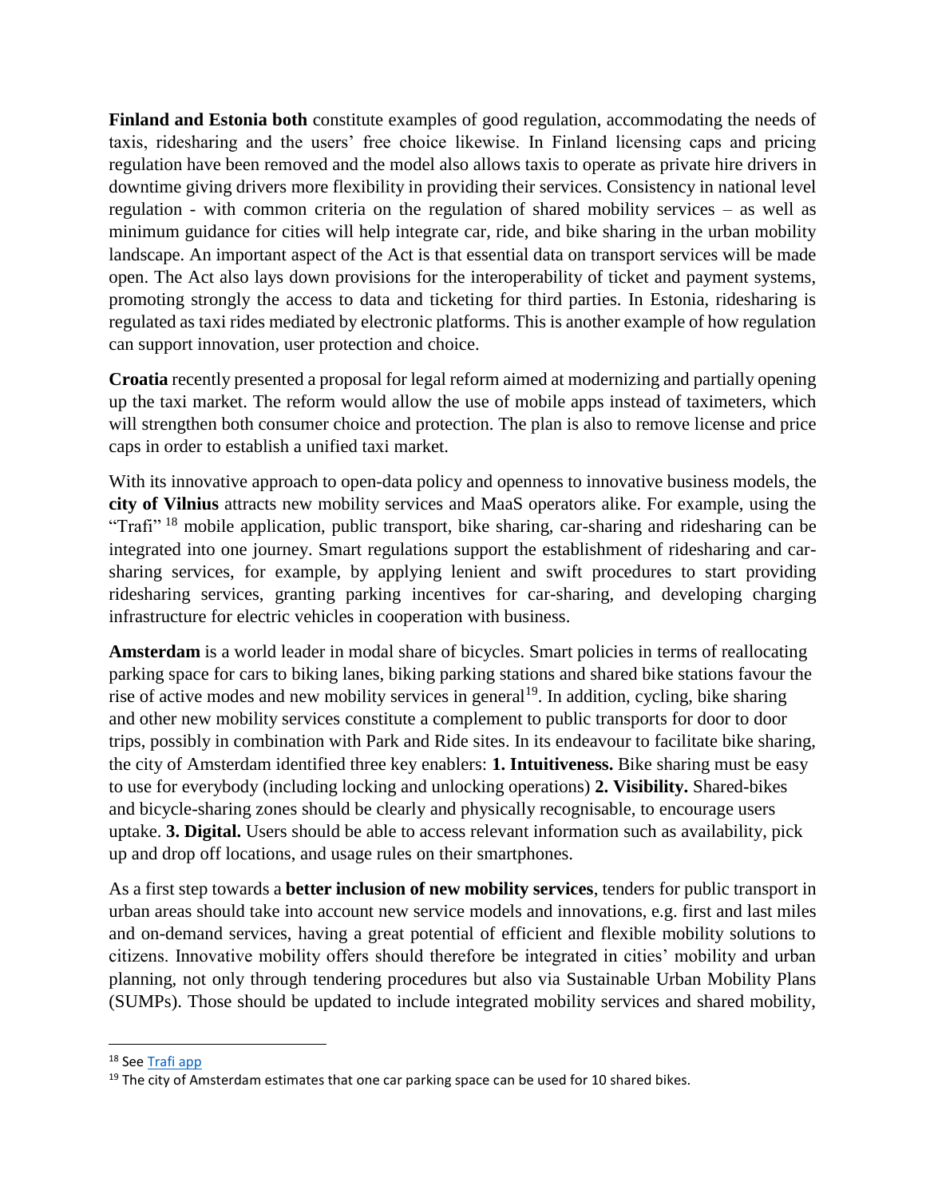**Finland and Estonia both** constitute examples of good regulation, accommodating the needs of taxis, ridesharing and the users' free choice likewise. In Finland licensing caps and pricing regulation have been removed and the model also allows taxis to operate as private hire drivers in downtime giving drivers more flexibility in providing their services. Consistency in national level regulation - with common criteria on the regulation of shared mobility services – as well as minimum guidance for cities will help integrate car, ride, and bike sharing in the urban mobility landscape. An important aspect of the Act is that essential data on transport services will be made open. The Act also lays down provisions for the interoperability of ticket and payment systems, promoting strongly the access to data and ticketing for third parties. In Estonia, ridesharing is regulated as taxi rides mediated by electronic platforms. This is another example of how regulation can support innovation, user protection and choice.

**Croatia** recently presented a proposal for legal reform aimed at modernizing and partially opening up the taxi market. The reform would allow the use of mobile apps instead of taximeters, which will strengthen both consumer choice and protection. The plan is also to remove license and price caps in order to establish a unified taxi market.

With its innovative approach to open-data policy and openness to innovative business models, the **city of Vilnius** attracts new mobility services and MaaS operators alike. For example, using the "Trafi" [18] mobile application, public transport, bike sharing, car-sharing and ridesharing can be integrated into one journey. Smart regulations support the establishment of ridesharing and car-sharing services, for example, by applying lenient and swift procedures to start providing ridesharing services, granting parking incentives for car-sharing, and developing charging infrastructure for electric vehicles in cooperation with business.

**Amsterdam** is a world leader in modal share of bicycles. Smart policies in terms of reallocating parking space for cars to biking lanes, biking parking stations and shared bike stations favour the rise of active modes and new mobility services in general[19]. In addition, cycling, bike sharing and other new mobility services constitute a complement to public transports for door to door trips, possibly in combination with Park and Ride sites. In its endeavour to facilitate bike sharing, the city of Amsterdam identified three key enablers: **1. Intuitiveness.** Bike sharing must be easy to use for everybody (including locking and unlocking operations) **2. Visibility.** Shared-bikes and bicycle-sharing zones should be clearly and physically recognisable, to encourage users uptake. **3. Digital.** Users should be able to access relevant information such as availability, pick up and drop off locations, and usage rules on their smartphones.

As a first step towards a **better inclusion of new mobility services**, tenders for public transport in urban areas should take into account new service models and innovations, e.g. first and last miles and on-demand services, having a great potential of efficient and flexible mobility solutions to citizens. Innovative mobility offers should therefore be integrated in cities' mobility and urban planning, not only through tendering procedures but also via Sustainable Urban Mobility Plans (SUMPs). Those should be updated to include integrated mobility services and shared mobility,

---

[18] See Trafi app

[19] The city of Amsterdam estimates that one car parking space can be used for 10 shared bikes.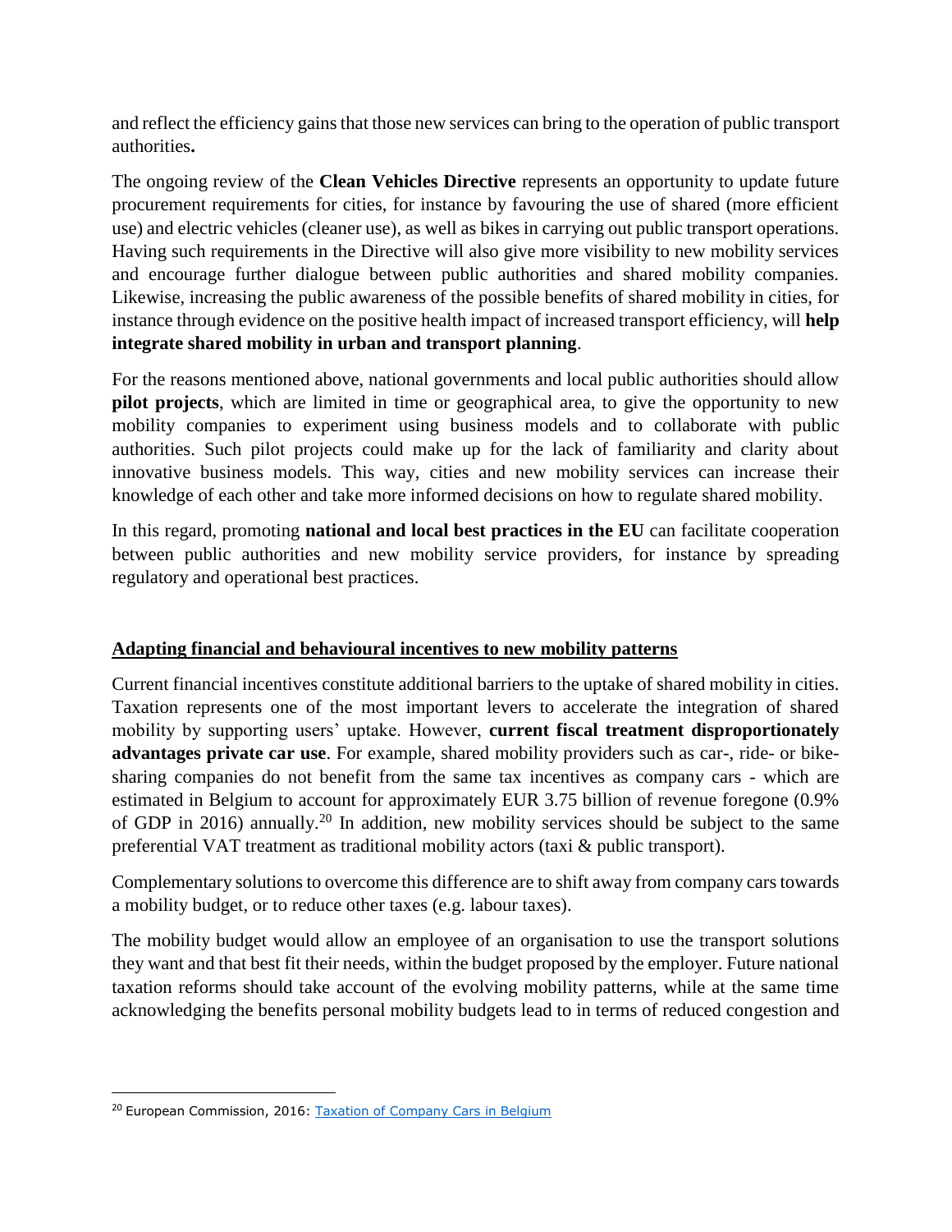and reflect the efficiency gains that those new services can bring to the operation of public transport authorities**.**

The ongoing review of the **Clean Vehicles Directive** represents an opportunity to update future procurement requirements for cities, for instance by favouring the use of shared (more efficient use) and electric vehicles (cleaner use), as well as bikes in carrying out public transport operations. Having such requirements in the Directive will also give more visibility to new mobility services and encourage further dialogue between public authorities and shared mobility companies. Likewise, increasing the public awareness of the possible benefits of shared mobility in cities, for instance through evidence on the positive health impact of increased transport efficiency, will **help integrate shared mobility in urban and transport planning**.

For the reasons mentioned above, national governments and local public authorities should allow **pilot projects**, which are limited in time or geographical area, to give the opportunity to new mobility companies to experiment using business models and to collaborate with public authorities. Such pilot projects could make up for the lack of familiarity and clarity about innovative business models. This way, cities and new mobility services can increase their knowledge of each other and take more informed decisions on how to regulate shared mobility.

In this regard, promoting **national and local best practices in the EU** can facilitate cooperation between public authorities and new mobility service providers, for instance by spreading regulatory and operational best practices.

## Adapting financial and behavioural incentives to new mobility patterns

Current financial incentives constitute additional barriers to the uptake of shared mobility in cities. Taxation represents one of the most important levers to accelerate the integration of shared mobility by supporting users' uptake. However, **current fiscal treatment disproportionately advantages private car use**. For example, shared mobility providers such as car-, ride- or bike-sharing companies do not benefit from the same tax incentives as company cars - which are estimated in Belgium to account for approximately EUR 3.75 billion of revenue foregone (0.9% of GDP in 2016) annually.[20] In addition, new mobility services should be subject to the same preferential VAT treatment as traditional mobility actors (taxi & public transport).

Complementary solutions to overcome this difference are to shift away from company cars towards a mobility budget, or to reduce other taxes (e.g. labour taxes).

The mobility budget would allow an employee of an organisation to use the transport solutions they want and that best fit their needs, within the budget proposed by the employer. Future national taxation reforms should take account of the evolving mobility patterns, while at the same time acknowledging the benefits personal mobility budgets lead to in terms of reduced congestion and

---

[20] European Commission, 2016: Taxation of Company Cars in Belgium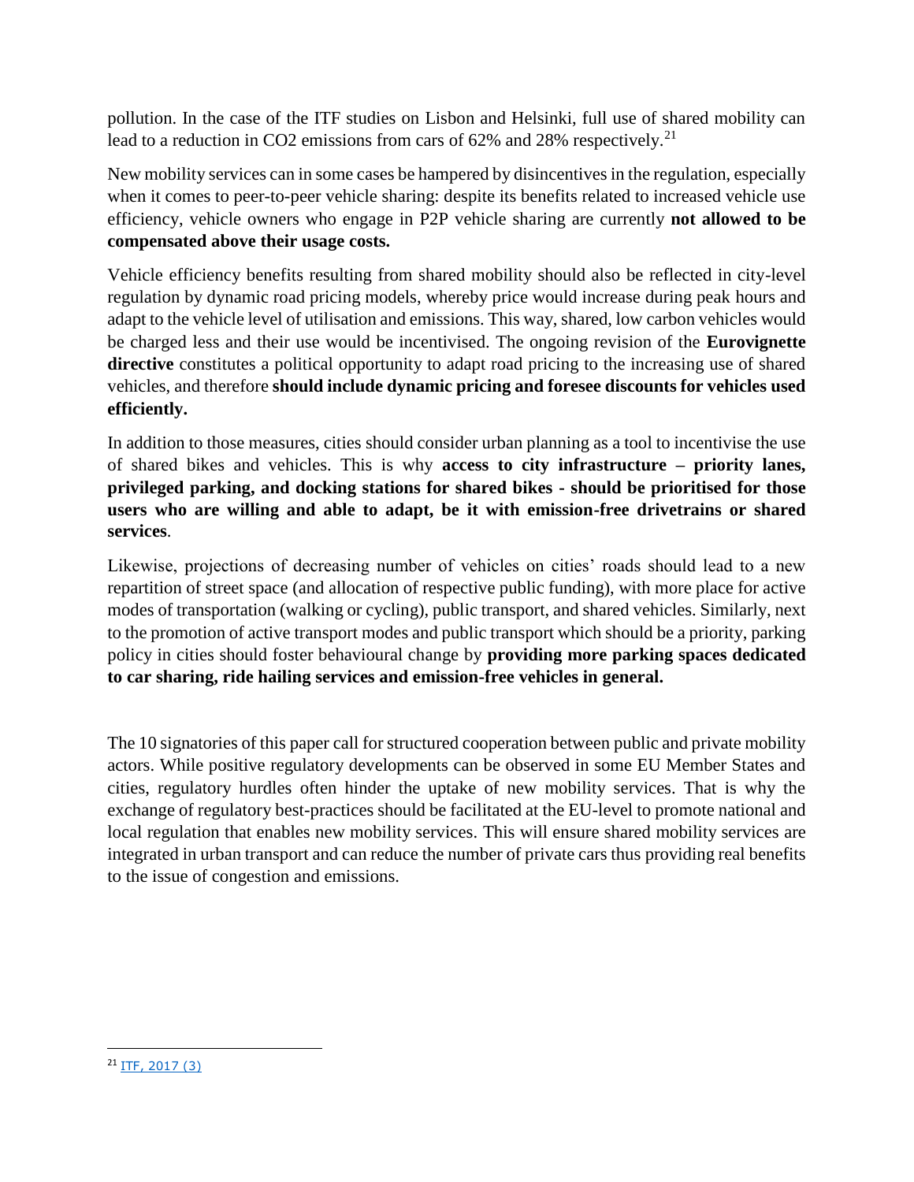pollution. In the case of the ITF studies on Lisbon and Helsinki, full use of shared mobility can lead to a reduction in $CO_2$ emissions from cars of 62% and 28% respectively.[21]

New mobility services can in some cases be hampered by disincentives in the regulation, especially when it comes to peer-to-peer vehicle sharing: despite its benefits related to increased vehicle use efficiency, vehicle owners who engage in P2P vehicle sharing are currently **not allowed to be compensated above their usage costs.**

Vehicle efficiency benefits resulting from shared mobility should also be reflected in city-level regulation by dynamic road pricing models, whereby price would increase during peak hours and adapt to the vehicle level of utilisation and emissions. This way, shared, low carbon vehicles would be charged less and their use would be incentivised. The ongoing revision of the **Eurovignette directive** constitutes a political opportunity to adapt road pricing to the increasing use of shared vehicles, and therefore **should include dynamic pricing and foresee discounts for vehicles used efficiently.**

In addition to those measures, cities should consider urban planning as a tool to incentivise the use of shared bikes and vehicles. This is why **access to city infrastructure – priority lanes, privileged parking, and docking stations for shared bikes - should be prioritised for those users who are willing and able to adapt, be it with emission-free drivetrains or shared services**.

Likewise, projections of decreasing number of vehicles on cities' roads should lead to a new repartition of street space (and allocation of respective public funding), with more place for active modes of transportation (walking or cycling), public transport, and shared vehicles. Similarly, next to the promotion of active transport modes and public transport which should be a priority, parking policy in cities should foster behavioural change by **providing more parking spaces dedicated to car sharing, ride hailing services and emission-free vehicles in general.**

The 10 signatories of this paper call for structured cooperation between public and private mobility actors. While positive regulatory developments can be observed in some EU Member States and cities, regulatory hurdles often hinder the uptake of new mobility services. That is why the exchange of regulatory best-practices should be facilitated at the EU-level to promote national and local regulation that enables new mobility services. This will ensure shared mobility services are integrated in urban transport and can reduce the number of private cars thus providing real benefits to the issue of congestion and emissions.

---

[21] ITF, 2017 (3)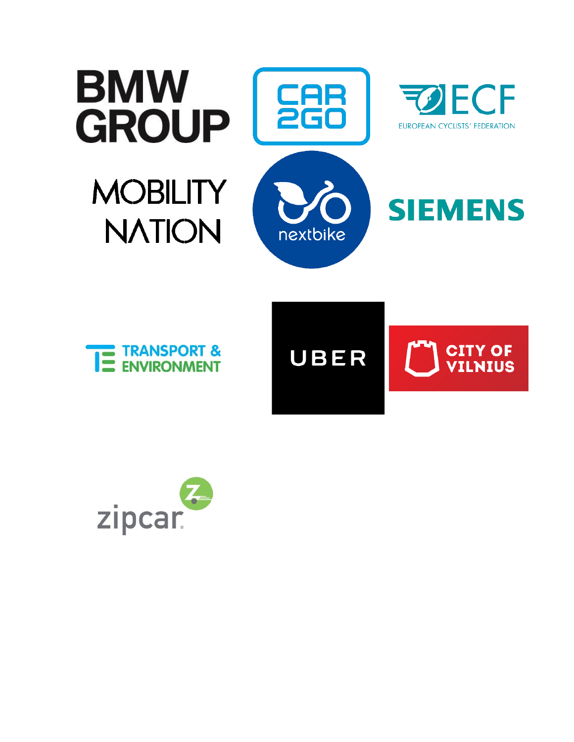BMW GROUP

CAR2GO

ECF EUROPEAN CYCLISTS' FEDERATION

MOBILITY NATION

nextbike

SIEMENS

TRANSPORT & ENVIRONMENT

UBER

CITY OF VILNIUS

zipcar